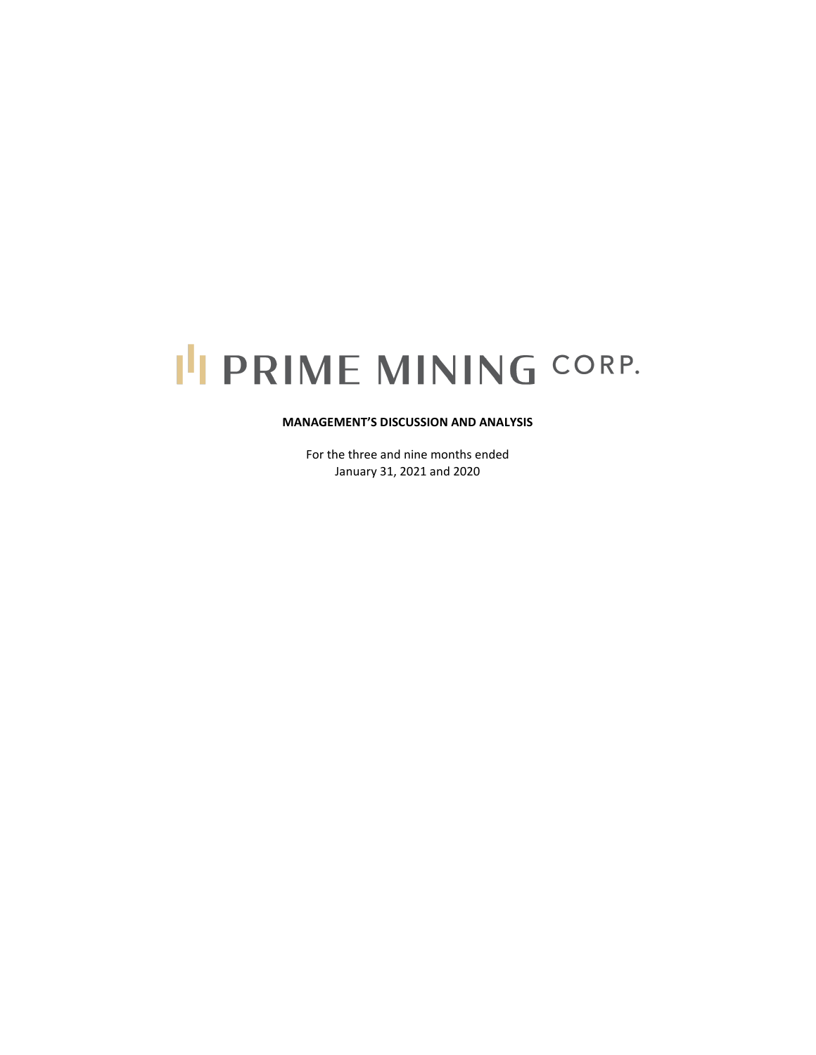# PRIME MINING CORP.

**MANAGEMENT'S DISCUSSION AND ANALYSIS**

For the three and nine months ended
January 31, 2021 and 2020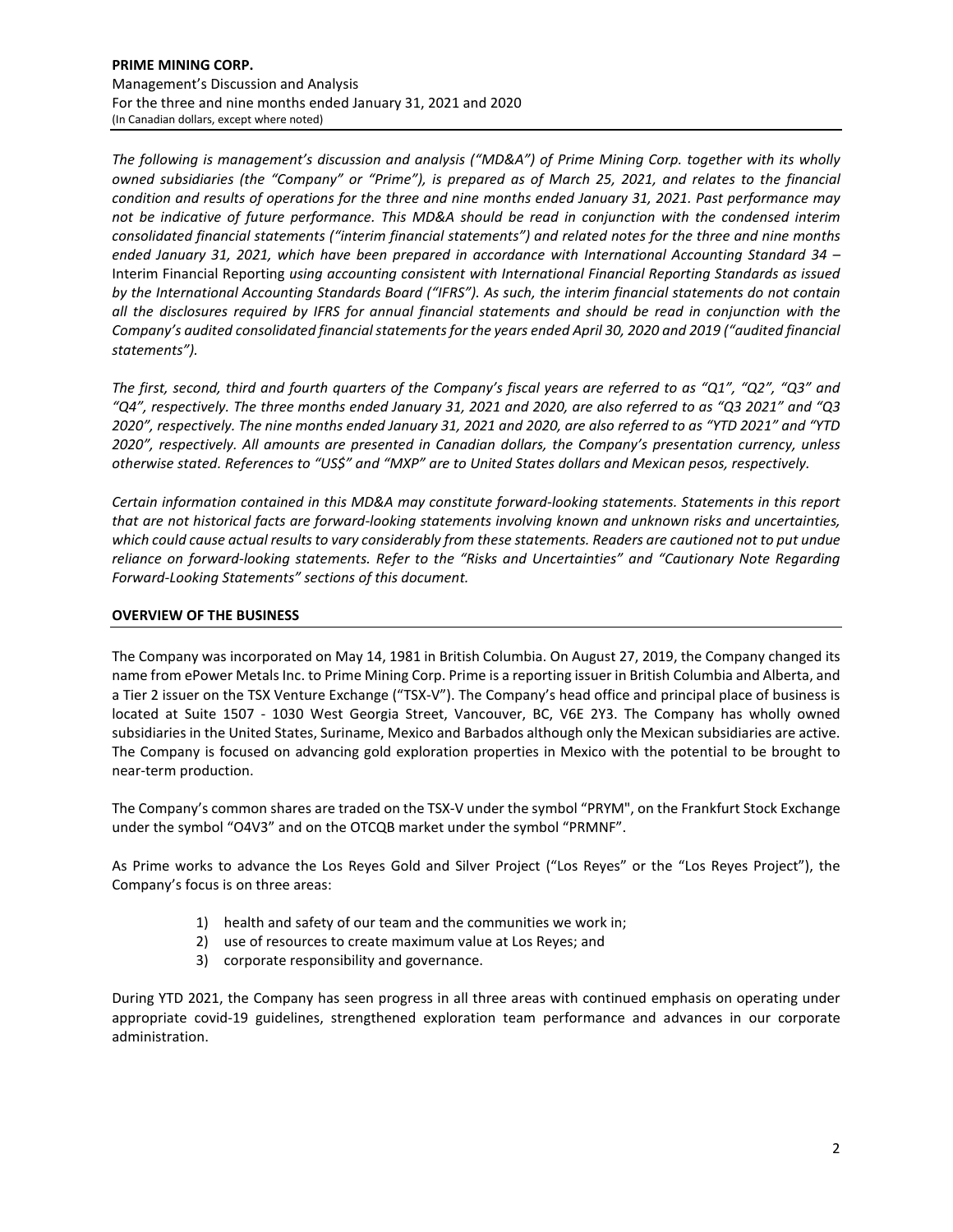*The following is management's discussion and analysis ("MD&A") of Prime Mining Corp. together with its wholly owned subsidiaries (the "Company" or "Prime"), is prepared as of March 25, 2021, and relates to the financial condition and results of operations for the three and nine months ended January 31, 2021. Past performance may not be indicative of future performance. This MD&A should be read in conjunction with the condensed interim consolidated financial statements ("interim financial statements") and related notes for the three and nine months ended January 31, 2021, which have been prepared in accordance with International Accounting Standard 34 –* Interim Financial Reporting *using accounting consistent with International Financial Reporting Standards as issued by the International Accounting Standards Board ("IFRS"). As such, the interim financial statements do not contain all the disclosures required by IFRS for annual financial statements and should be read in conjunction with the Company's audited consolidated financial statements for the years ended April 30, 2020 and 2019 ("audited financial statements").*

*The first, second, third and fourth quarters of the Company's fiscal years are referred to as "Q1", "Q2", "Q3" and "Q4", respectively. The three months ended January 31, 2021 and 2020, are also referred to as "Q3 2021" and "Q3 2020", respectively. The nine months ended January 31, 2021 and 2020, are also referred to as "YTD 2021" and "YTD 2020", respectively. All amounts are presented in Canadian dollars, the Company's presentation currency, unless otherwise stated. References to "US$" and "MXP" are to United States dollars and Mexican pesos, respectively.*

*Certain information contained in this MD&A may constitute forward-looking statements. Statements in this report that are not historical facts are forward-looking statements involving known and unknown risks and uncertainties, which could cause actual results to vary considerably from these statements. Readers are cautioned not to put undue reliance on forward-looking statements. Refer to the "Risks and Uncertainties" and "Cautionary Note Regarding Forward-Looking Statements" sections of this document.*

## OVERVIEW OF THE BUSINESS

The Company was incorporated on May 14, 1981 in British Columbia. On August 27, 2019, the Company changed its name from ePower Metals Inc. to Prime Mining Corp. Prime is a reporting issuer in British Columbia and Alberta, and a Tier 2 issuer on the TSX Venture Exchange ("TSX-V"). The Company's head office and principal place of business is located at Suite 1507 - 1030 West Georgia Street, Vancouver, BC, V6E 2Y3. The Company has wholly owned subsidiaries in the United States, Suriname, Mexico and Barbados although only the Mexican subsidiaries are active. The Company is focused on advancing gold exploration properties in Mexico with the potential to be brought to near-term production.

The Company's common shares are traded on the TSX-V under the symbol "PRYM", on the Frankfurt Stock Exchange under the symbol "O4V3" and on the OTCQB market under the symbol "PRMNF".

As Prime works to advance the Los Reyes Gold and Silver Project ("Los Reyes" or the "Los Reyes Project"), the Company's focus is on three areas:

1) health and safety of our team and the communities we work in;
2) use of resources to create maximum value at Los Reyes; and
3) corporate responsibility and governance.

During YTD 2021, the Company has seen progress in all three areas with continued emphasis on operating under appropriate covid-19 guidelines, strengthened exploration team performance and advances in our corporate administration.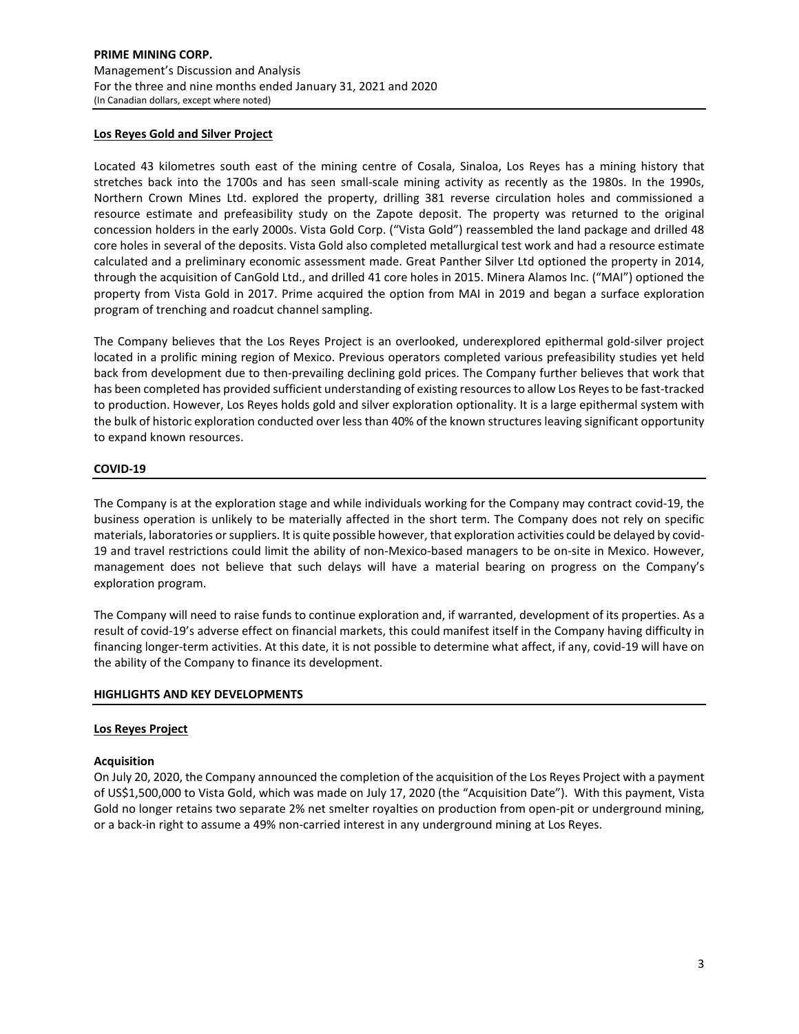## Los Reyes Gold and Silver Project

Located 43 kilometres south east of the mining centre of Cosala, Sinaloa, Los Reyes has a mining history that stretches back into the 1700s and has seen small-scale mining activity as recently as the 1980s. In the 1990s, Northern Crown Mines Ltd. explored the property, drilling 381 reverse circulation holes and commissioned a resource estimate and prefeasibility study on the Zapote deposit. The property was returned to the original concession holders in the early 2000s. Vista Gold Corp. ("Vista Gold") reassembled the land package and drilled 48 core holes in several of the deposits. Vista Gold also completed metallurgical test work and had a resource estimate calculated and a preliminary economic assessment made. Great Panther Silver Ltd optioned the property in 2014, through the acquisition of CanGold Ltd., and drilled 41 core holes in 2015. Minera Alamos Inc. ("MAI") optioned the property from Vista Gold in 2017. Prime acquired the option from MAI in 2019 and began a surface exploration program of trenching and roadcut channel sampling.

The Company believes that the Los Reyes Project is an overlooked, underexplored epithermal gold-silver project located in a prolific mining region of Mexico. Previous operators completed various prefeasibility studies yet held back from development due to then-prevailing declining gold prices. The Company further believes that work that has been completed has provided sufficient understanding of existing resources to allow Los Reyes to be fast-tracked to production. However, Los Reyes holds gold and silver exploration optionality. It is a large epithermal system with the bulk of historic exploration conducted over less than 40% of the known structures leaving significant opportunity to expand known resources.

## COVID-19

The Company is at the exploration stage and while individuals working for the Company may contract covid-19, the business operation is unlikely to be materially affected in the short term. The Company does not rely on specific materials, laboratories or suppliers. It is quite possible however, that exploration activities could be delayed by covid-19 and travel restrictions could limit the ability of non-Mexico-based managers to be on-site in Mexico. However, management does not believe that such delays will have a material bearing on progress on the Company's exploration program.

The Company will need to raise funds to continue exploration and, if warranted, development of its properties. As a result of covid-19's adverse effect on financial markets, this could manifest itself in the Company having difficulty in financing longer-term activities. At this date, it is not possible to determine what affect, if any, covid-19 will have on the ability of the Company to finance its development.

## HIGHLIGHTS AND KEY DEVELOPMENTS

### Los Reyes Project

**Acquisition**

On July 20, 2020, the Company announced the completion of the acquisition of the Los Reyes Project with a payment of US$1,500,000 to Vista Gold, which was made on July 17, 2020 (the "Acquisition Date"). With this payment, Vista Gold no longer retains two separate 2% net smelter royalties on production from open-pit or underground mining, or a back-in right to assume a 49% non-carried interest in any underground mining at Los Reyes.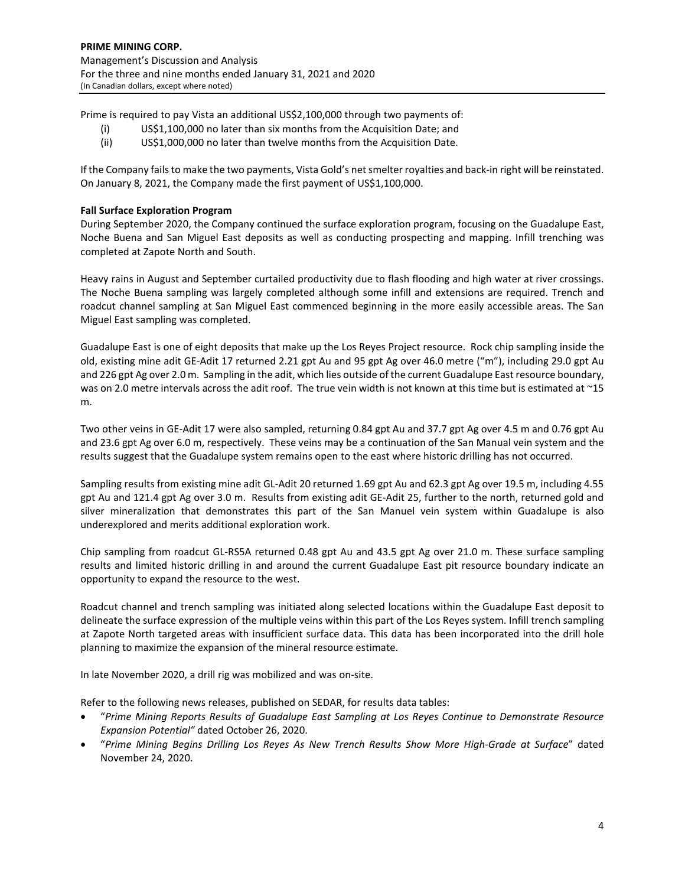Prime is required to pay Vista an additional US$2,100,000 through two payments of:

(i) US$1,100,000 no later than six months from the Acquisition Date; and
(ii) US$1,000,000 no later than twelve months from the Acquisition Date.

If the Company fails to make the two payments, Vista Gold's net smelter royalties and back-in right will be reinstated. On January 8, 2021, the Company made the first payment of US$1,100,000.

**Fall Surface Exploration Program**

During September 2020, the Company continued the surface exploration program, focusing on the Guadalupe East, Noche Buena and San Miguel East deposits as well as conducting prospecting and mapping. Infill trenching was completed at Zapote North and South.

Heavy rains in August and September curtailed productivity due to flash flooding and high water at river crossings. The Noche Buena sampling was largely completed although some infill and extensions are required. Trench and roadcut channel sampling at San Miguel East commenced beginning in the more easily accessible areas. The San Miguel East sampling was completed.

Guadalupe East is one of eight deposits that make up the Los Reyes Project resource. Rock chip sampling inside the old, existing mine adit GE-Adit 17 returned 2.21 gpt Au and 95 gpt Ag over 46.0 metre ("m"), including 29.0 gpt Au and 226 gpt Ag over 2.0 m. Sampling in the adit, which lies outside of the current Guadalupe East resource boundary, was on 2.0 metre intervals across the adit roof. The true vein width is not known at this time but is estimated at ~15 m.

Two other veins in GE-Adit 17 were also sampled, returning 0.84 gpt Au and 37.7 gpt Ag over 4.5 m and 0.76 gpt Au and 23.6 gpt Ag over 6.0 m, respectively. These veins may be a continuation of the San Manual vein system and the results suggest that the Guadalupe system remains open to the east where historic drilling has not occurred.

Sampling results from existing mine adit GL-Adit 20 returned 1.69 gpt Au and 62.3 gpt Ag over 19.5 m, including 4.55 gpt Au and 121.4 gpt Ag over 3.0 m. Results from existing adit GE-Adit 25, further to the north, returned gold and silver mineralization that demonstrates this part of the San Manuel vein system within Guadalupe is also underexplored and merits additional exploration work.

Chip sampling from roadcut GL-RS5A returned 0.48 gpt Au and 43.5 gpt Ag over 21.0 m. These surface sampling results and limited historic drilling in and around the current Guadalupe East pit resource boundary indicate an opportunity to expand the resource to the west.

Roadcut channel and trench sampling was initiated along selected locations within the Guadalupe East deposit to delineate the surface expression of the multiple veins within this part of the Los Reyes system. Infill trench sampling at Zapote North targeted areas with insufficient surface data. This data has been incorporated into the drill hole planning to maximize the expansion of the mineral resource estimate.

In late November 2020, a drill rig was mobilized and was on-site.

Refer to the following news releases, published on SEDAR, for results data tables:

- "*Prime Mining Reports Results of Guadalupe East Sampling at Los Reyes Continue to Demonstrate Resource Expansion Potential"* dated October 26, 2020.
- "*Prime Mining Begins Drilling Los Reyes As New Trench Results Show More High-Grade at Surface*" dated November 24, 2020.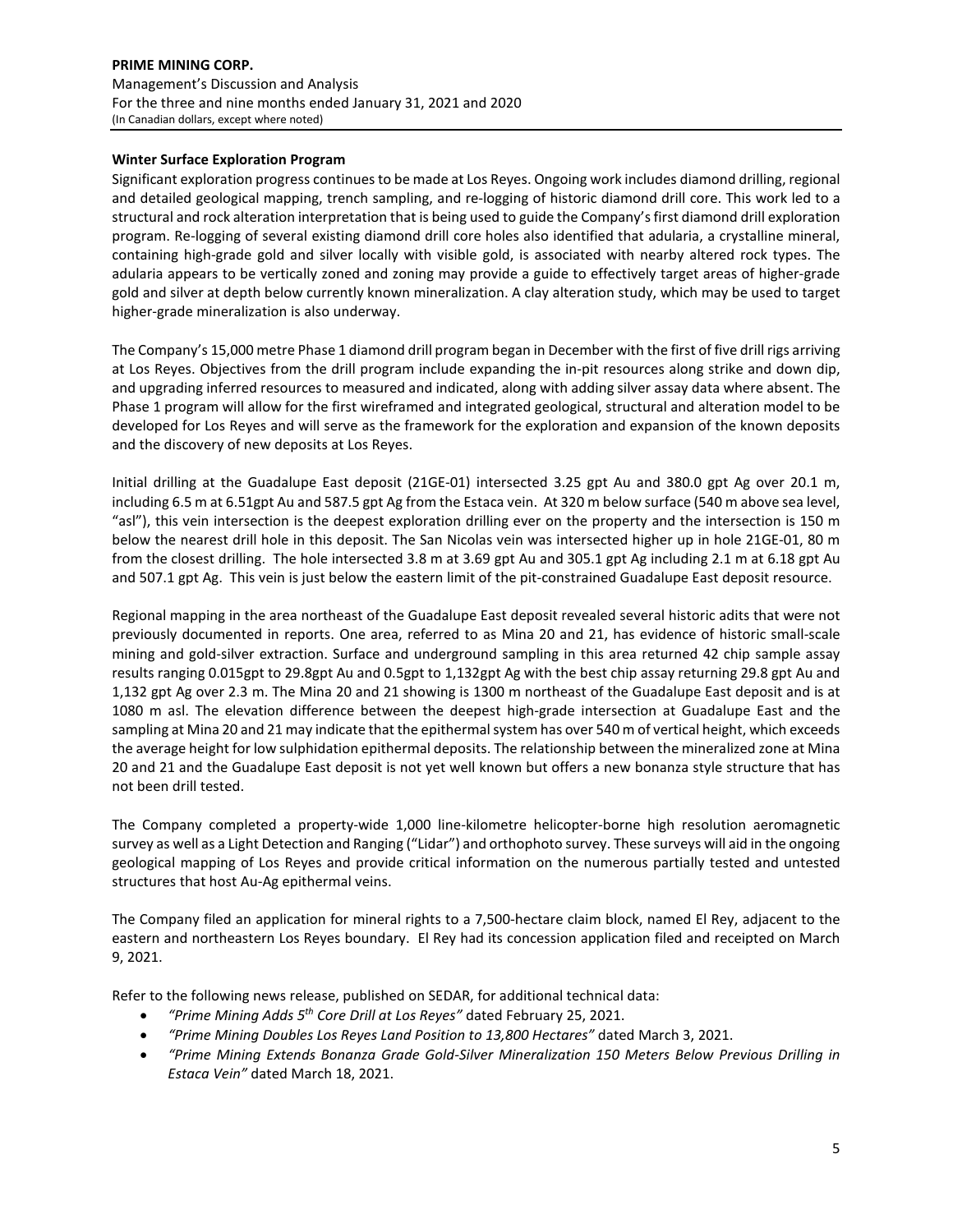### Winter Surface Exploration Program

Significant exploration progress continues to be made at Los Reyes. Ongoing work includes diamond drilling, regional and detailed geological mapping, trench sampling, and re-logging of historic diamond drill core. This work led to a structural and rock alteration interpretation that is being used to guide the Company's first diamond drill exploration program. Re-logging of several existing diamond drill core holes also identified that adularia, a crystalline mineral, containing high-grade gold and silver locally with visible gold, is associated with nearby altered rock types. The adularia appears to be vertically zoned and zoning may provide a guide to effectively target areas of higher-grade gold and silver at depth below currently known mineralization. A clay alteration study, which may be used to target higher-grade mineralization is also underway.

The Company's 15,000 metre Phase 1 diamond drill program began in December with the first of five drill rigs arriving at Los Reyes. Objectives from the drill program include expanding the in-pit resources along strike and down dip, and upgrading inferred resources to measured and indicated, along with adding silver assay data where absent. The Phase 1 program will allow for the first wireframed and integrated geological, structural and alteration model to be developed for Los Reyes and will serve as the framework for the exploration and expansion of the known deposits and the discovery of new deposits at Los Reyes.

Initial drilling at the Guadalupe East deposit (21GE-01) intersected 3.25 gpt Au and 380.0 gpt Ag over 20.1 m, including 6.5 m at 6.51gpt Au and 587.5 gpt Ag from the Estaca vein. At 320 m below surface (540 m above sea level, "asl"), this vein intersection is the deepest exploration drilling ever on the property and the intersection is 150 m below the nearest drill hole in this deposit. The San Nicolas vein was intersected higher up in hole 21GE-01, 80 m from the closest drilling. The hole intersected 3.8 m at 3.69 gpt Au and 305.1 gpt Ag including 2.1 m at 6.18 gpt Au and 507.1 gpt Ag. This vein is just below the eastern limit of the pit-constrained Guadalupe East deposit resource.

Regional mapping in the area northeast of the Guadalupe East deposit revealed several historic adits that were not previously documented in reports. One area, referred to as Mina 20 and 21, has evidence of historic small-scale mining and gold-silver extraction. Surface and underground sampling in this area returned 42 chip sample assay results ranging 0.015gpt to 29.8gpt Au and 0.5gpt to 1,132gpt Ag with the best chip assay returning 29.8 gpt Au and 1,132 gpt Ag over 2.3 m. The Mina 20 and 21 showing is 1300 m northeast of the Guadalupe East deposit and is at 1080 m asl. The elevation difference between the deepest high-grade intersection at Guadalupe East and the sampling at Mina 20 and 21 may indicate that the epithermal system has over 540 m of vertical height, which exceeds the average height for low sulphidation epithermal deposits. The relationship between the mineralized zone at Mina 20 and 21 and the Guadalupe East deposit is not yet well known but offers a new bonanza style structure that has not been drill tested.

The Company completed a property-wide 1,000 line-kilometre helicopter-borne high resolution aeromagnetic survey as well as a Light Detection and Ranging ("Lidar") and orthophoto survey. These surveys will aid in the ongoing geological mapping of Los Reyes and provide critical information on the numerous partially tested and untested structures that host Au-Ag epithermal veins.

The Company filed an application for mineral rights to a 7,500-hectare claim block, named El Rey, adjacent to the eastern and northeastern Los Reyes boundary. El Rey had its concession application filed and receipted on March 9, 2021.

Refer to the following news release, published on SEDAR, for additional technical data:

- *"Prime Mining Adds 5th Core Drill at Los Reyes"* dated February 25, 2021.
- *"Prime Mining Doubles Los Reyes Land Position to 13,800 Hectares"* dated March 3, 2021.
- *"Prime Mining Extends Bonanza Grade Gold-Silver Mineralization 150 Meters Below Previous Drilling in Estaca Vein"* dated March 18, 2021.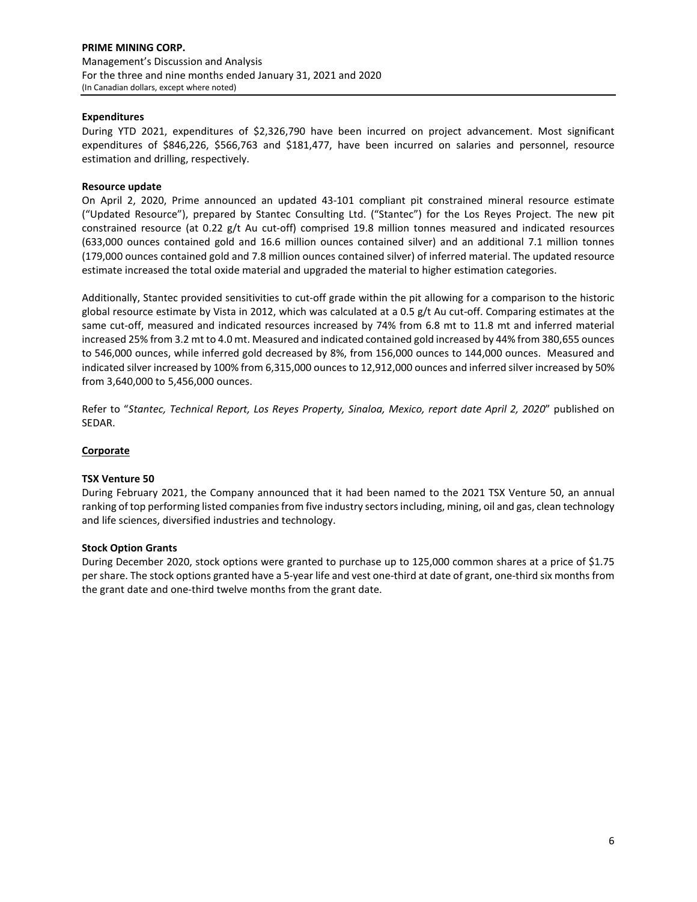### Expenditures

During YTD 2021, expenditures of $2,326,790 have been incurred on project advancement. Most significant expenditures of $846,226, $566,763 and $181,477, have been incurred on salaries and personnel, resource estimation and drilling, respectively.

### Resource update

On April 2, 2020, Prime announced an updated 43-101 compliant pit constrained mineral resource estimate ("Updated Resource"), prepared by Stantec Consulting Ltd. ("Stantec") for the Los Reyes Project. The new pit constrained resource (at 0.22 g/t Au cut-off) comprised 19.8 million tonnes measured and indicated resources (633,000 ounces contained gold and 16.6 million ounces contained silver) and an additional 7.1 million tonnes (179,000 ounces contained gold and 7.8 million ounces contained silver) of inferred material. The updated resource estimate increased the total oxide material and upgraded the material to higher estimation categories.

Additionally, Stantec provided sensitivities to cut-off grade within the pit allowing for a comparison to the historic global resource estimate by Vista in 2012, which was calculated at a 0.5 g/t Au cut-off. Comparing estimates at the same cut-off, measured and indicated resources increased by 74% from 6.8 mt to 11.8 mt and inferred material increased 25% from 3.2 mt to 4.0 mt. Measured and indicated contained gold increased by 44% from 380,655 ounces to 546,000 ounces, while inferred gold decreased by 8%, from 156,000 ounces to 144,000 ounces. Measured and indicated silver increased by 100% from 6,315,000 ounces to 12,912,000 ounces and inferred silver increased by 50% from 3,640,000 to 5,456,000 ounces.

Refer to "*Stantec, Technical Report, Los Reyes Property, Sinaloa, Mexico, report date April 2, 2020*" published on SEDAR.

## Corporate

### TSX Venture 50

During February 2021, the Company announced that it had been named to the 2021 TSX Venture 50, an annual ranking of top performing listed companies from five industry sectors including, mining, oil and gas, clean technology and life sciences, diversified industries and technology.

### Stock Option Grants

During December 2020, stock options were granted to purchase up to 125,000 common shares at a price of $1.75 per share. The stock options granted have a 5-year life and vest one-third at date of grant, one-third six months from the grant date and one-third twelve months from the grant date.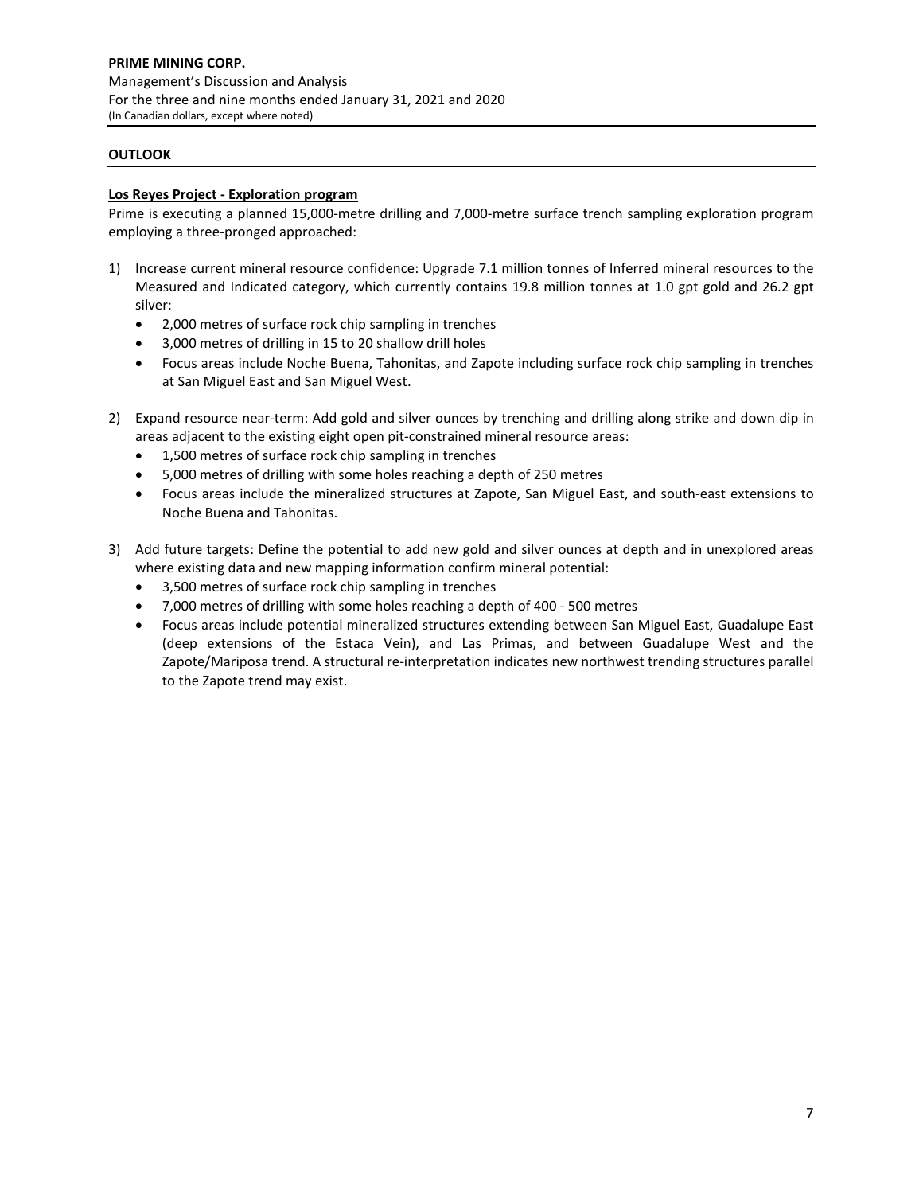## OUTLOOK

**Los Reyes Project - Exploration program**

Prime is executing a planned 15,000-metre drilling and 7,000-metre surface trench sampling exploration program employing a three-pronged approached:

1) Increase current mineral resource confidence: Upgrade 7.1 million tonnes of Inferred mineral resources to the Measured and Indicated category, which currently contains 19.8 million tonnes at 1.0 gpt gold and 26.2 gpt silver:
   - 2,000 metres of surface rock chip sampling in trenches
   - 3,000 metres of drilling in 15 to 20 shallow drill holes
   - Focus areas include Noche Buena, Tahonitas, and Zapote including surface rock chip sampling in trenches at San Miguel East and San Miguel West.

2) Expand resource near-term: Add gold and silver ounces by trenching and drilling along strike and down dip in areas adjacent to the existing eight open pit-constrained mineral resource areas:
   - 1,500 metres of surface rock chip sampling in trenches
   - 5,000 metres of drilling with some holes reaching a depth of 250 metres
   - Focus areas include the mineralized structures at Zapote, San Miguel East, and south-east extensions to Noche Buena and Tahonitas.

3) Add future targets: Define the potential to add new gold and silver ounces at depth and in unexplored areas where existing data and new mapping information confirm mineral potential:
   - 3,500 metres of surface rock chip sampling in trenches
   - 7,000 metres of drilling with some holes reaching a depth of 400 - 500 metres
   - Focus areas include potential mineralized structures extending between San Miguel East, Guadalupe East (deep extensions of the Estaca Vein), and Las Primas, and between Guadalupe West and the Zapote/Mariposa trend. A structural re-interpretation indicates new northwest trending structures parallel to the Zapote trend may exist.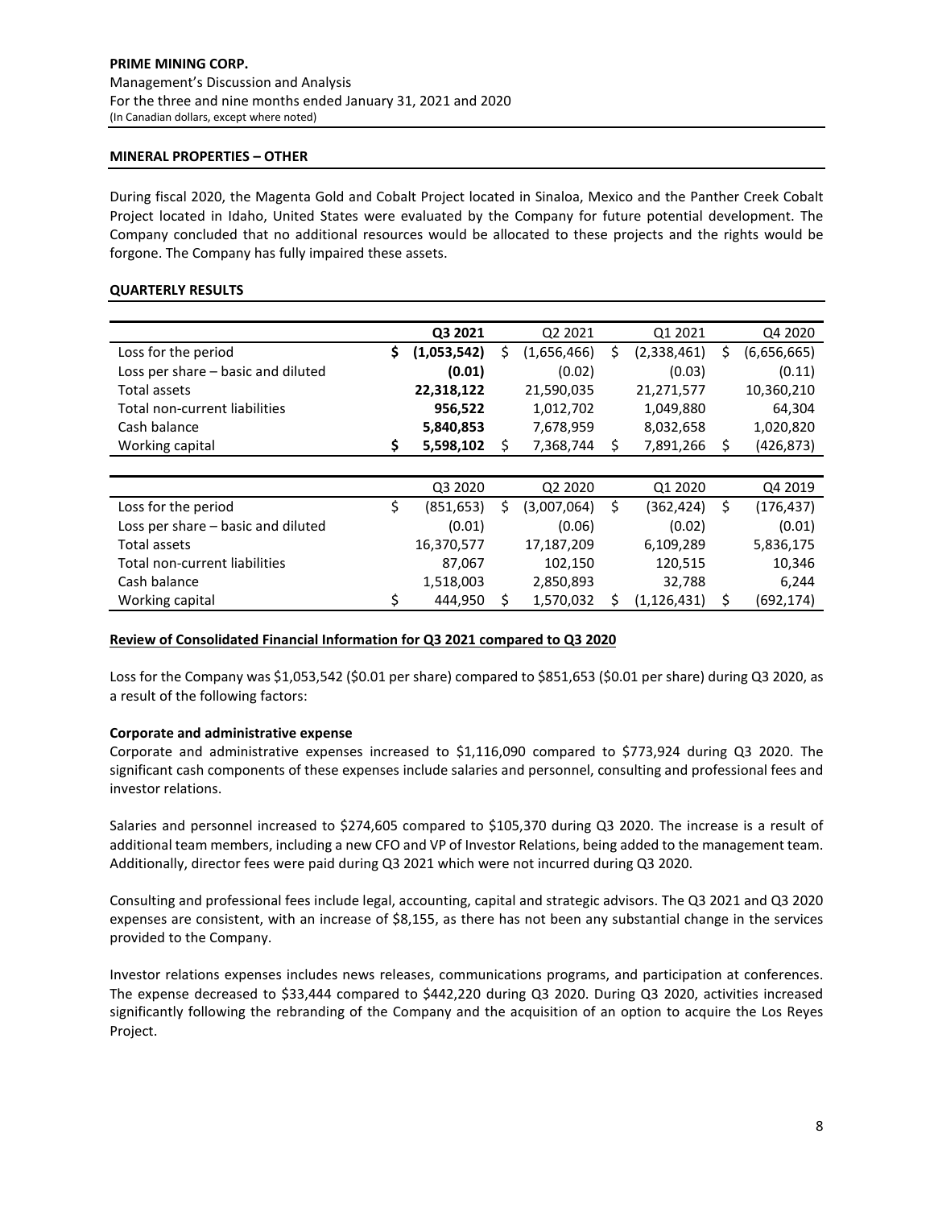## MINERAL PROPERTIES – OTHER

During fiscal 2020, the Magenta Gold and Cobalt Project located in Sinaloa, Mexico and the Panther Creek Cobalt Project located in Idaho, United States were evaluated by the Company for future potential development. The Company concluded that no additional resources would be allocated to these projects and the rights would be forgone. The Company has fully impaired these assets.

## QUARTERLY RESULTS

| | **Q3 2021** | Q2 2021 | Q1 2021 | Q4 2020 |
|---|---|---|---|---|
| Loss for the period | **$ (1,053,542)** | $ (1,656,466) | $ (2,338,461) | $ (6,656,665) |
| Loss per share – basic and diluted | **(0.01)** | (0.02) | (0.03) | (0.11) |
| Total assets | **22,318,122** | 21,590,035 | 21,271,577 | 10,360,210 |
| Total non-current liabilities | **956,522** | 1,012,702 | 1,049,880 | 64,304 |
| Cash balance | **5,840,853** | 7,678,959 | 8,032,658 | 1,020,820 |
| Working capital | **$ 5,598,102** | $ 7,368,744 | $ 7,891,266 | $ (426,873) |

| | Q3 2020 | Q2 2020 | Q1 2020 | Q4 2019 |
|---|---|---|---|---|
| Loss for the period | $ (851,653) | $ (3,007,064) | $ (362,424) | $ (176,437) |
| Loss per share – basic and diluted | (0.01) | (0.06) | (0.02) | (0.01) |
| Total assets | 16,370,577 | 17,187,209 | 6,109,289 | 5,836,175 |
| Total non-current liabilities | 87,067 | 102,150 | 120,515 | 10,346 |
| Cash balance | 1,518,003 | 2,850,893 | 32,788 | 6,244 |
| Working capital | $ 444,950 | $ 1,570,032 | $ (1,126,431) | $ (692,174) |

## Review of Consolidated Financial Information for Q3 2021 compared to Q3 2020

Loss for the Company was $1,053,542 ($0.01 per share) compared to $851,653 ($0.01 per share) during Q3 2020, as a result of the following factors:

### Corporate and administrative expense

Corporate and administrative expenses increased to $1,116,090 compared to $773,924 during Q3 2020. The significant cash components of these expenses include salaries and personnel, consulting and professional fees and investor relations.

Salaries and personnel increased to $274,605 compared to $105,370 during Q3 2020. The increase is a result of additional team members, including a new CFO and VP of Investor Relations, being added to the management team. Additionally, director fees were paid during Q3 2021 which were not incurred during Q3 2020.

Consulting and professional fees include legal, accounting, capital and strategic advisors. The Q3 2021 and Q3 2020 expenses are consistent, with an increase of $8,155, as there has not been any substantial change in the services provided to the Company.

Investor relations expenses includes news releases, communications programs, and participation at conferences. The expense decreased to $33,444 compared to $442,220 during Q3 2020. During Q3 2020, activities increased significantly following the rebranding of the Company and the acquisition of an option to acquire the Los Reyes Project.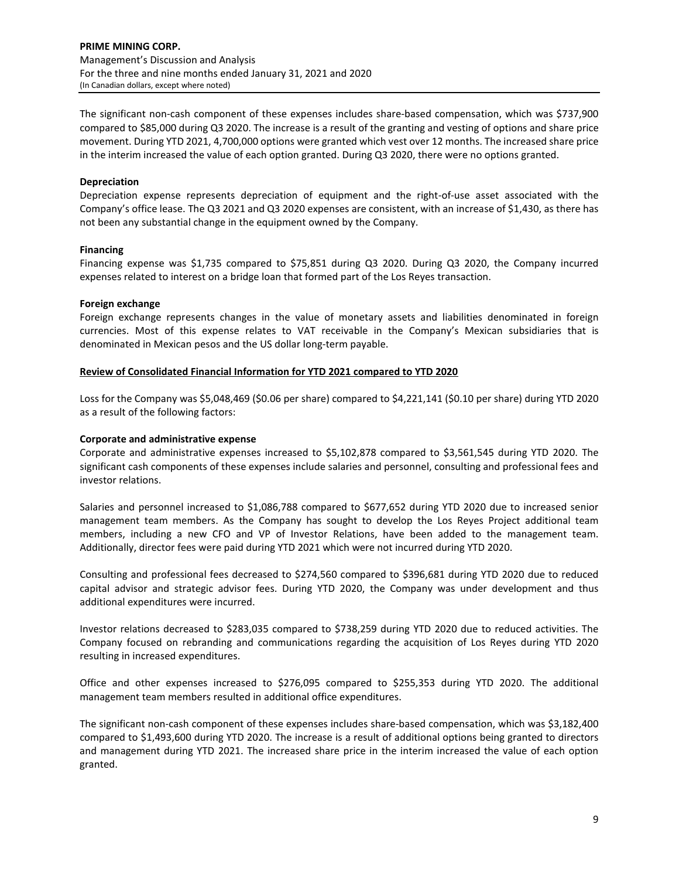The significant non-cash component of these expenses includes share-based compensation, which was $737,900 compared to $85,000 during Q3 2020. The increase is a result of the granting and vesting of options and share price movement. During YTD 2021, 4,700,000 options were granted which vest over 12 months. The increased share price in the interim increased the value of each option granted. During Q3 2020, there were no options granted.

**Depreciation**

Depreciation expense represents depreciation of equipment and the right-of-use asset associated with the Company's office lease. The Q3 2021 and Q3 2020 expenses are consistent, with an increase of $1,430, as there has not been any substantial change in the equipment owned by the Company.

**Financing**

Financing expense was $1,735 compared to $75,851 during Q3 2020. During Q3 2020, the Company incurred expenses related to interest on a bridge loan that formed part of the Los Reyes transaction.

**Foreign exchange**

Foreign exchange represents changes in the value of monetary assets and liabilities denominated in foreign currencies. Most of this expense relates to VAT receivable in the Company's Mexican subsidiaries that is denominated in Mexican pesos and the US dollar long-term payable.

**Review of Consolidated Financial Information for YTD 2021 compared to YTD 2020**

Loss for the Company was $5,048,469 ($0.06 per share) compared to $4,221,141 ($0.10 per share) during YTD 2020 as a result of the following factors:

**Corporate and administrative expense**

Corporate and administrative expenses increased to $5,102,878 compared to $3,561,545 during YTD 2020. The significant cash components of these expenses include salaries and personnel, consulting and professional fees and investor relations.

Salaries and personnel increased to $1,086,788 compared to $677,652 during YTD 2020 due to increased senior management team members. As the Company has sought to develop the Los Reyes Project additional team members, including a new CFO and VP of Investor Relations, have been added to the management team. Additionally, director fees were paid during YTD 2021 which were not incurred during YTD 2020.

Consulting and professional fees decreased to $274,560 compared to $396,681 during YTD 2020 due to reduced capital advisor and strategic advisor fees. During YTD 2020, the Company was under development and thus additional expenditures were incurred.

Investor relations decreased to $283,035 compared to $738,259 during YTD 2020 due to reduced activities. The Company focused on rebranding and communications regarding the acquisition of Los Reyes during YTD 2020 resulting in increased expenditures.

Office and other expenses increased to $276,095 compared to $255,353 during YTD 2020. The additional management team members resulted in additional office expenditures.

The significant non-cash component of these expenses includes share-based compensation, which was $3,182,400 compared to $1,493,600 during YTD 2020. The increase is a result of additional options being granted to directors and management during YTD 2021. The increased share price in the interim increased the value of each option granted.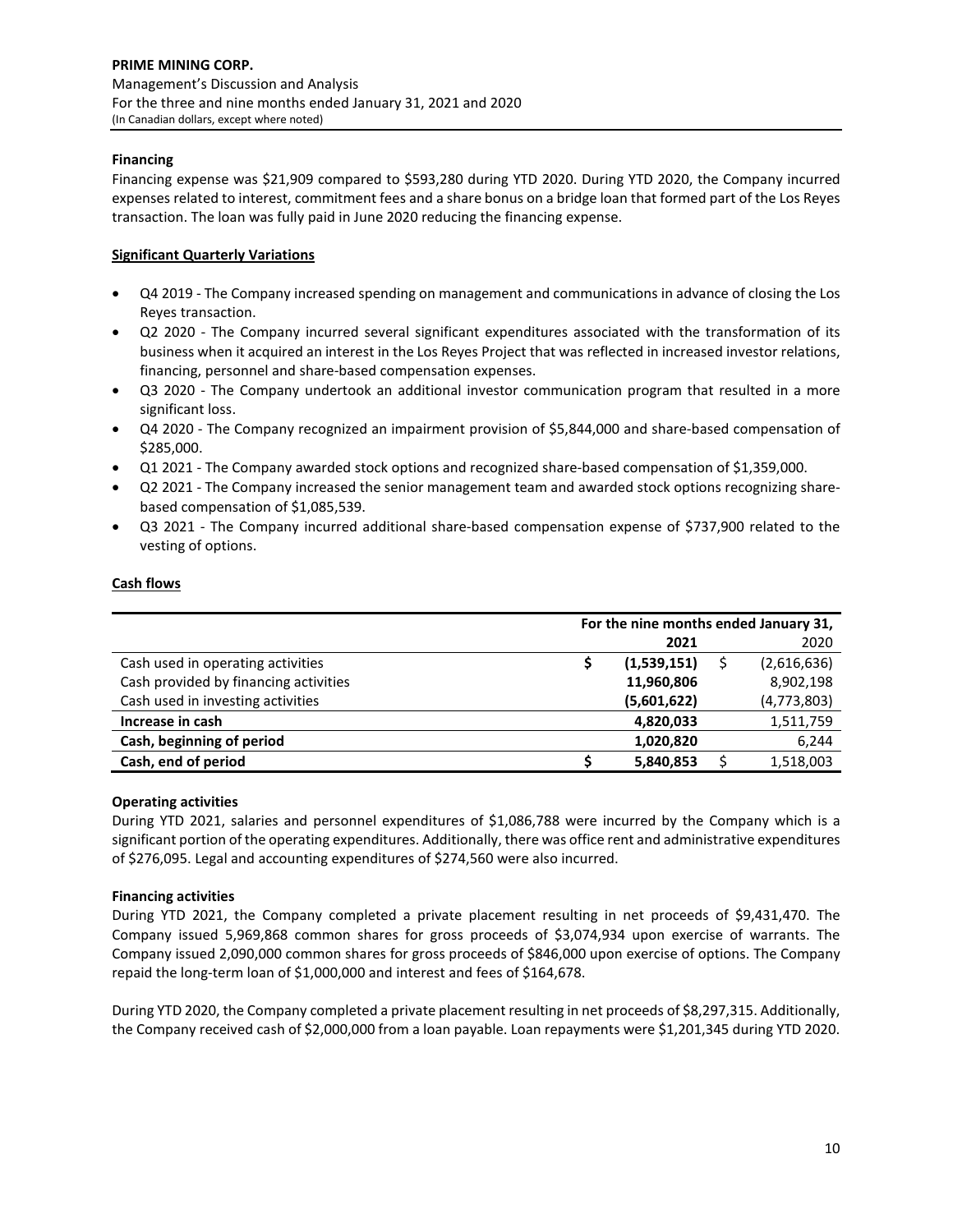### Financing

Financing expense was $21,909 compared to $593,280 during YTD 2020. During YTD 2020, the Company incurred expenses related to interest, commitment fees and a share bonus on a bridge loan that formed part of the Los Reyes transaction. The loan was fully paid in June 2020 reducing the financing expense.

## Significant Quarterly Variations

- Q4 2019 - The Company increased spending on management and communications in advance of closing the Los Reyes transaction.
- Q2 2020 - The Company incurred several significant expenditures associated with the transformation of its business when it acquired an interest in the Los Reyes Project that was reflected in increased investor relations, financing, personnel and share-based compensation expenses.
- Q3 2020 - The Company undertook an additional investor communication program that resulted in a more significant loss.
- Q4 2020 - The Company recognized an impairment provision of $5,844,000 and share-based compensation of $285,000.
- Q1 2021 - The Company awarded stock options and recognized share-based compensation of $1,359,000.
- Q2 2021 - The Company increased the senior management team and awarded stock options recognizing share-based compensation of $1,085,539.
- Q3 2021 - The Company incurred additional share-based compensation expense of $737,900 related to the vesting of options.

## Cash flows

| | For the nine months ended January 31, 2021 | 2020 |
|---|---|---|
| Cash used in operating activities | **$ (1,539,151)** | $ (2,616,636) |
| Cash provided by financing activities | **11,960,806** | 8,902,198 |
| Cash used in investing activities | **(5,601,622)** | (4,773,803) |
| **Increase in cash** | **4,820,033** | 1,511,759 |
| **Cash, beginning of period** | **1,020,820** | 6,244 |
| **Cash, end of period** | **$ 5,840,853** | $ 1,518,003 |

### Operating activities

During YTD 2021, salaries and personnel expenditures of $1,086,788 were incurred by the Company which is a significant portion of the operating expenditures. Additionally, there was office rent and administrative expenditures of $276,095. Legal and accounting expenditures of $274,560 were also incurred.

### Financing activities

During YTD 2021, the Company completed a private placement resulting in net proceeds of $9,431,470. The Company issued 5,969,868 common shares for gross proceeds of $3,074,934 upon exercise of warrants. The Company issued 2,090,000 common shares for gross proceeds of $846,000 upon exercise of options. The Company repaid the long-term loan of $1,000,000 and interest and fees of $164,678.

During YTD 2020, the Company completed a private placement resulting in net proceeds of $8,297,315. Additionally, the Company received cash of $2,000,000 from a loan payable. Loan repayments were $1,201,345 during YTD 2020.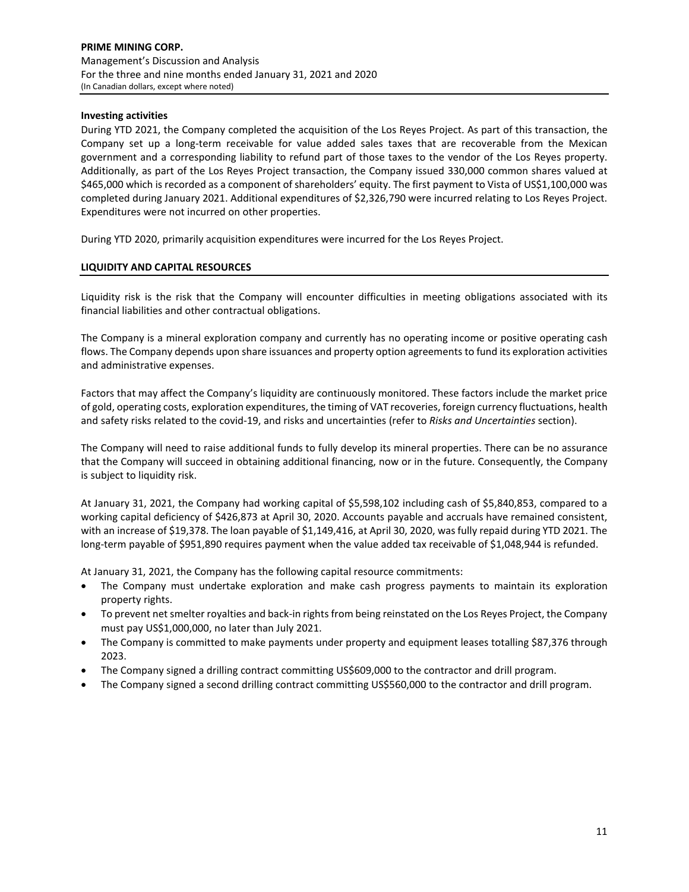**Investing activities**

During YTD 2021, the Company completed the acquisition of the Los Reyes Project. As part of this transaction, the Company set up a long-term receivable for value added sales taxes that are recoverable from the Mexican government and a corresponding liability to refund part of those taxes to the vendor of the Los Reyes property. Additionally, as part of the Los Reyes Project transaction, the Company issued 330,000 common shares valued at \$465,000 which is recorded as a component of shareholders' equity. The first payment to Vista of US\$1,100,000 was completed during January 2021. Additional expenditures of \$2,326,790 were incurred relating to Los Reyes Project. Expenditures were not incurred on other properties.

During YTD 2020, primarily acquisition expenditures were incurred for the Los Reyes Project.

## LIQUIDITY AND CAPITAL RESOURCES

Liquidity risk is the risk that the Company will encounter difficulties in meeting obligations associated with its financial liabilities and other contractual obligations.

The Company is a mineral exploration company and currently has no operating income or positive operating cash flows. The Company depends upon share issuances and property option agreements to fund its exploration activities and administrative expenses.

Factors that may affect the Company's liquidity are continuously monitored. These factors include the market price of gold, operating costs, exploration expenditures, the timing of VAT recoveries, foreign currency fluctuations, health and safety risks related to the covid-19, and risks and uncertainties (refer to *Risks and Uncertainties* section).

The Company will need to raise additional funds to fully develop its mineral properties. There can be no assurance that the Company will succeed in obtaining additional financing, now or in the future. Consequently, the Company is subject to liquidity risk.

At January 31, 2021, the Company had working capital of \$5,598,102 including cash of \$5,840,853, compared to a working capital deficiency of \$426,873 at April 30, 2020. Accounts payable and accruals have remained consistent, with an increase of \$19,378. The loan payable of \$1,149,416, at April 30, 2020, was fully repaid during YTD 2021. The long-term payable of \$951,890 requires payment when the value added tax receivable of \$1,048,944 is refunded.

At January 31, 2021, the Company has the following capital resource commitments:

- The Company must undertake exploration and make cash progress payments to maintain its exploration property rights.
- To prevent net smelter royalties and back-in rights from being reinstated on the Los Reyes Project, the Company must pay US\$1,000,000, no later than July 2021.
- The Company is committed to make payments under property and equipment leases totalling \$87,376 through 2023.
- The Company signed a drilling contract committing US\$609,000 to the contractor and drill program.
- The Company signed a second drilling contract committing US\$560,000 to the contractor and drill program.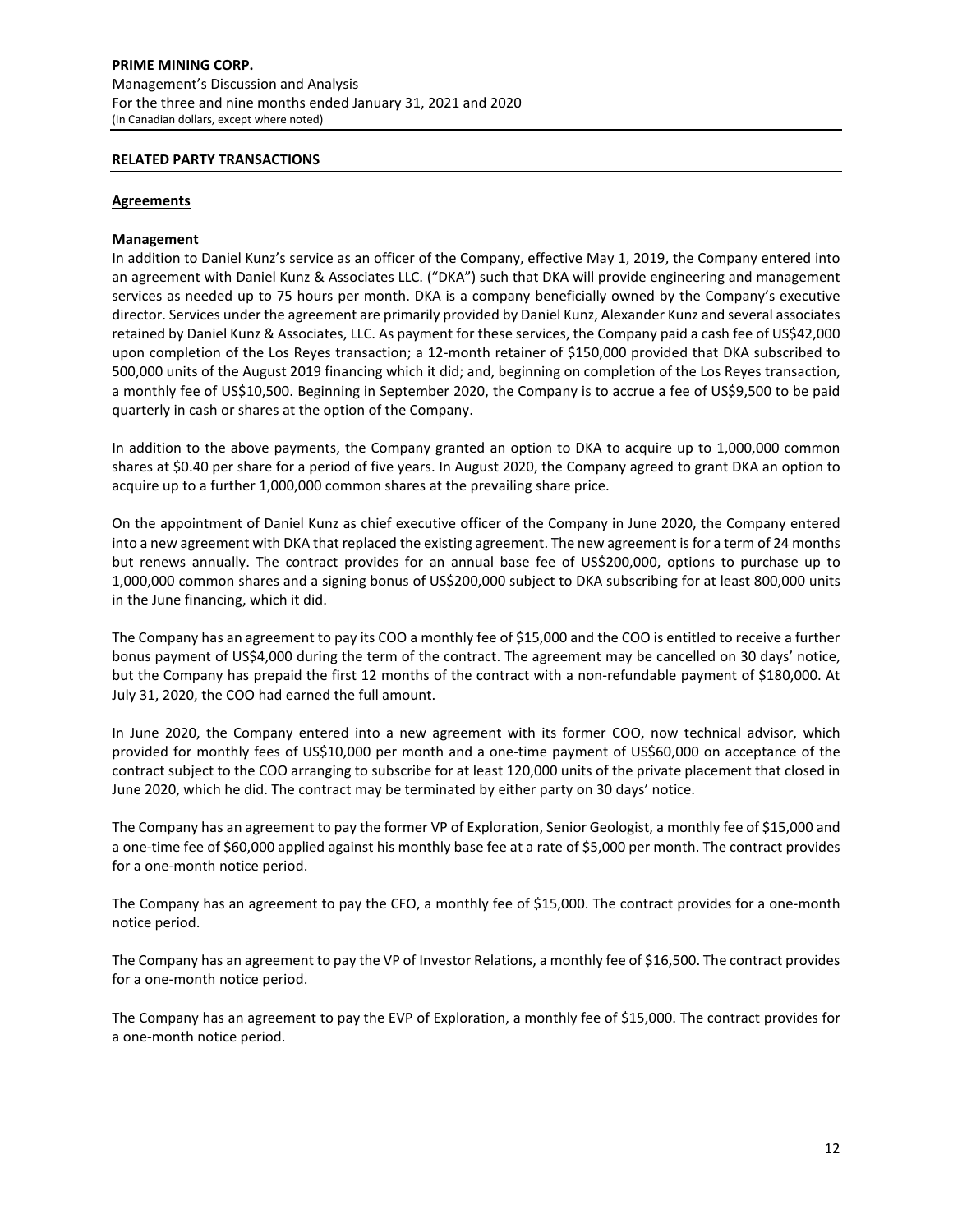## RELATED PARTY TRANSACTIONS

### Agreements

**Management**

In addition to Daniel Kunz's service as an officer of the Company, effective May 1, 2019, the Company entered into an agreement with Daniel Kunz & Associates LLC. ("DKA") such that DKA will provide engineering and management services as needed up to 75 hours per month. DKA is a company beneficially owned by the Company's executive director. Services under the agreement are primarily provided by Daniel Kunz, Alexander Kunz and several associates retained by Daniel Kunz & Associates, LLC. As payment for these services, the Company paid a cash fee of US$42,000 upon completion of the Los Reyes transaction; a 12-month retainer of $150,000 provided that DKA subscribed to 500,000 units of the August 2019 financing which it did; and, beginning on completion of the Los Reyes transaction, a monthly fee of US$10,500. Beginning in September 2020, the Company is to accrue a fee of US$9,500 to be paid quarterly in cash or shares at the option of the Company.

In addition to the above payments, the Company granted an option to DKA to acquire up to 1,000,000 common shares at $0.40 per share for a period of five years. In August 2020, the Company agreed to grant DKA an option to acquire up to a further 1,000,000 common shares at the prevailing share price.

On the appointment of Daniel Kunz as chief executive officer of the Company in June 2020, the Company entered into a new agreement with DKA that replaced the existing agreement. The new agreement is for a term of 24 months but renews annually. The contract provides for an annual base fee of US$200,000, options to purchase up to 1,000,000 common shares and a signing bonus of US$200,000 subject to DKA subscribing for at least 800,000 units in the June financing, which it did.

The Company has an agreement to pay its COO a monthly fee of $15,000 and the COO is entitled to receive a further bonus payment of US$4,000 during the term of the contract. The agreement may be cancelled on 30 days' notice, but the Company has prepaid the first 12 months of the contract with a non-refundable payment of $180,000. At July 31, 2020, the COO had earned the full amount.

In June 2020, the Company entered into a new agreement with its former COO, now technical advisor, which provided for monthly fees of US$10,000 per month and a one-time payment of US$60,000 on acceptance of the contract subject to the COO arranging to subscribe for at least 120,000 units of the private placement that closed in June 2020, which he did. The contract may be terminated by either party on 30 days' notice.

The Company has an agreement to pay the former VP of Exploration, Senior Geologist, a monthly fee of $15,000 and a one-time fee of $60,000 applied against his monthly base fee at a rate of $5,000 per month. The contract provides for a one-month notice period.

The Company has an agreement to pay the CFO, a monthly fee of $15,000. The contract provides for a one-month notice period.

The Company has an agreement to pay the VP of Investor Relations, a monthly fee of $16,500. The contract provides for a one-month notice period.

The Company has an agreement to pay the EVP of Exploration, a monthly fee of $15,000. The contract provides for a one-month notice period.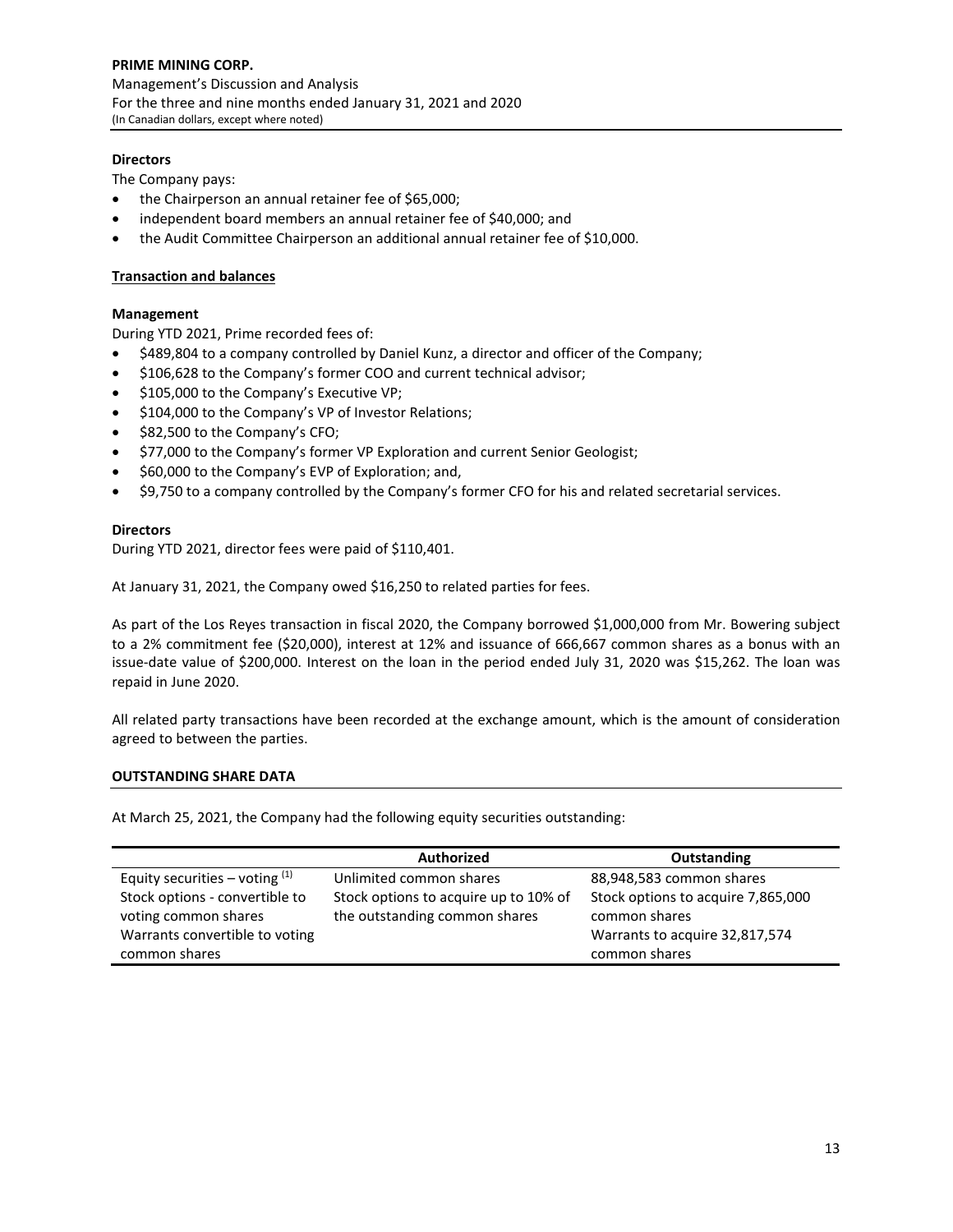**Directors**

The Company pays:

- the Chairperson an annual retainer fee of $65,000;
- independent board members an annual retainer fee of $40,000; and
- the Audit Committee Chairperson an additional annual retainer fee of $10,000.

**Transaction and balances**

**Management**

During YTD 2021, Prime recorded fees of:

- $489,804 to a company controlled by Daniel Kunz, a director and officer of the Company;
- $106,628 to the Company's former COO and current technical advisor;
- $105,000 to the Company's Executive VP;
- $104,000 to the Company's VP of Investor Relations;
- $82,500 to the Company's CFO;
- $77,000 to the Company's former VP Exploration and current Senior Geologist;
- $60,000 to the Company's EVP of Exploration; and,
- $9,750 to a company controlled by the Company's former CFO for his and related secretarial services.

**Directors**

During YTD 2021, director fees were paid of $110,401.

At January 31, 2021, the Company owed $16,250 to related parties for fees.

As part of the Los Reyes transaction in fiscal 2020, the Company borrowed $1,000,000 from Mr. Bowering subject to a 2% commitment fee ($20,000), interest at 12% and issuance of 666,667 common shares as a bonus with an issue-date value of $200,000. Interest on the loan in the period ended July 31, 2020 was $15,262. The loan was repaid in June 2020.

All related party transactions have been recorded at the exchange amount, which is the amount of consideration agreed to between the parties.

## OUTSTANDING SHARE DATA

At March 25, 2021, the Company had the following equity securities outstanding:

| | Authorized | Outstanding |
|---|---|---|
| Equity securities – voting [(1)] | Unlimited common shares | 88,948,583 common shares |
| Stock options - convertible to voting common shares | Stock options to acquire up to 10% of the outstanding common shares | Stock options to acquire 7,865,000 common shares |
| Warrants convertible to voting common shares | | Warrants to acquire 32,817,574 common shares |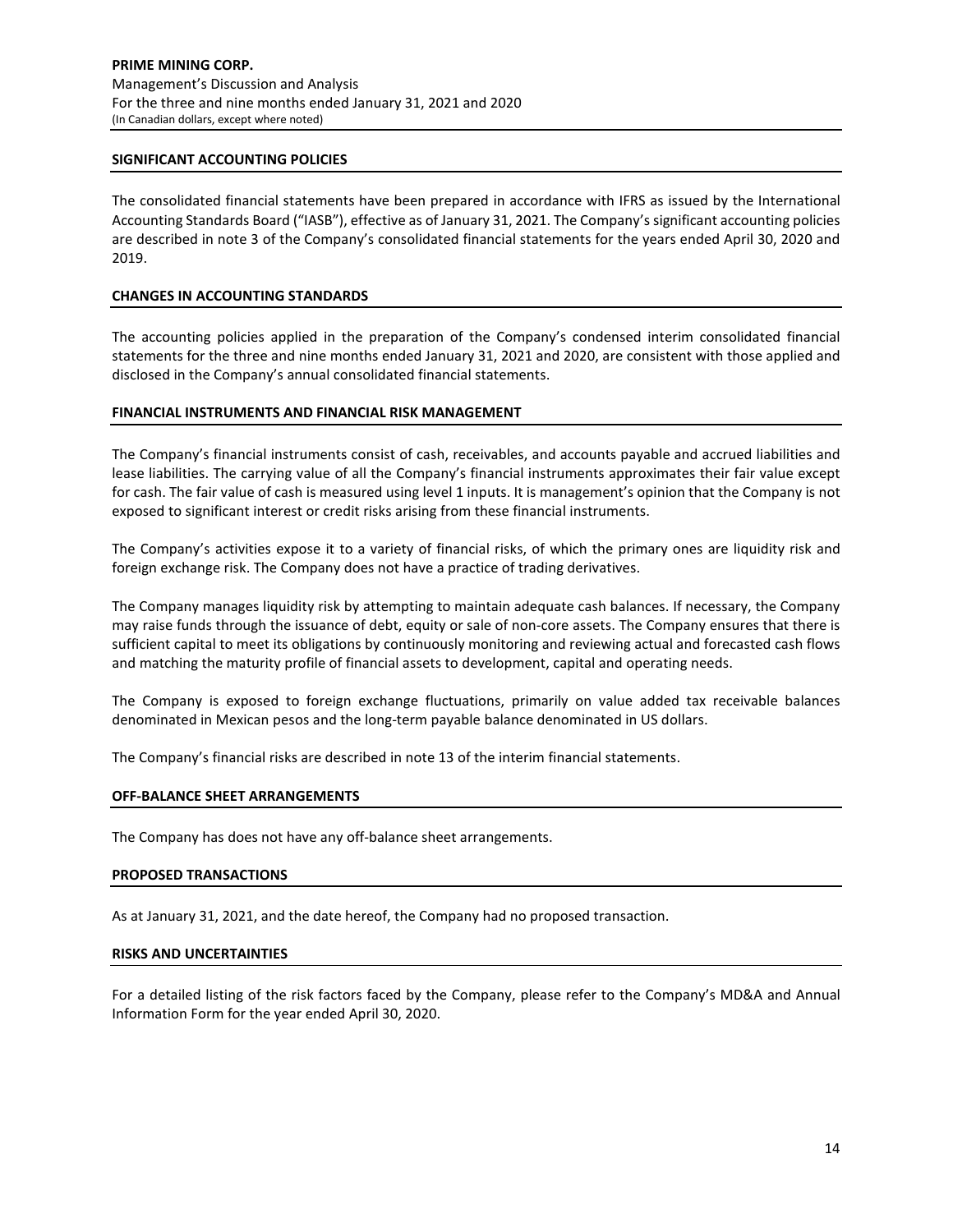## SIGNIFICANT ACCOUNTING POLICIES

The consolidated financial statements have been prepared in accordance with IFRS as issued by the International Accounting Standards Board ("IASB"), effective as of January 31, 2021. The Company's significant accounting policies are described in note 3 of the Company's consolidated financial statements for the years ended April 30, 2020 and 2019.

## CHANGES IN ACCOUNTING STANDARDS

The accounting policies applied in the preparation of the Company's condensed interim consolidated financial statements for the three and nine months ended January 31, 2021 and 2020, are consistent with those applied and disclosed in the Company's annual consolidated financial statements.

## FINANCIAL INSTRUMENTS AND FINANCIAL RISK MANAGEMENT

The Company's financial instruments consist of cash, receivables, and accounts payable and accrued liabilities and lease liabilities. The carrying value of all the Company's financial instruments approximates their fair value except for cash. The fair value of cash is measured using level 1 inputs. It is management's opinion that the Company is not exposed to significant interest or credit risks arising from these financial instruments.

The Company's activities expose it to a variety of financial risks, of which the primary ones are liquidity risk and foreign exchange risk. The Company does not have a practice of trading derivatives.

The Company manages liquidity risk by attempting to maintain adequate cash balances. If necessary, the Company may raise funds through the issuance of debt, equity or sale of non-core assets. The Company ensures that there is sufficient capital to meet its obligations by continuously monitoring and reviewing actual and forecasted cash flows and matching the maturity profile of financial assets to development, capital and operating needs.

The Company is exposed to foreign exchange fluctuations, primarily on value added tax receivable balances denominated in Mexican pesos and the long-term payable balance denominated in US dollars.

The Company's financial risks are described in note 13 of the interim financial statements.

## OFF-BALANCE SHEET ARRANGEMENTS

The Company has does not have any off-balance sheet arrangements.

## PROPOSED TRANSACTIONS

As at January 31, 2021, and the date hereof, the Company had no proposed transaction.

## RISKS AND UNCERTAINTIES

For a detailed listing of the risk factors faced by the Company, please refer to the Company's MD&A and Annual Information Form for the year ended April 30, 2020.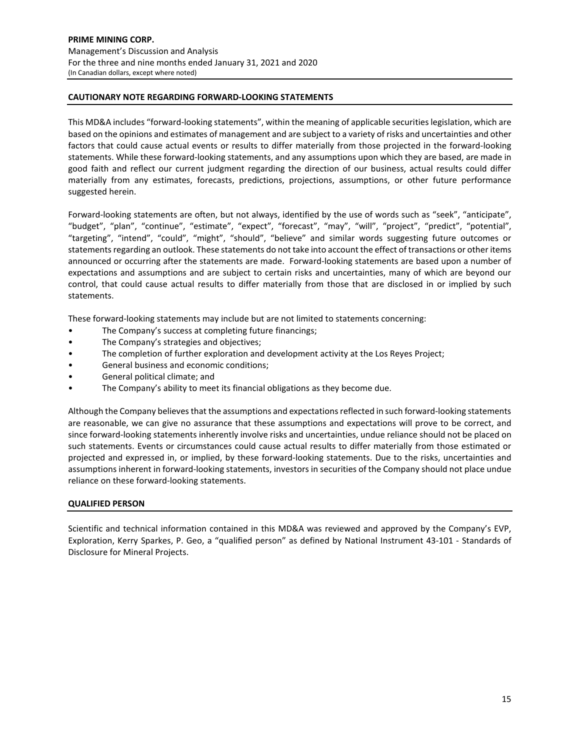## CAUTIONARY NOTE REGARDING FORWARD-LOOKING STATEMENTS

This MD&A includes "forward-looking statements", within the meaning of applicable securities legislation, which are based on the opinions and estimates of management and are subject to a variety of risks and uncertainties and other factors that could cause actual events or results to differ materially from those projected in the forward-looking statements. While these forward-looking statements, and any assumptions upon which they are based, are made in good faith and reflect our current judgment regarding the direction of our business, actual results could differ materially from any estimates, forecasts, predictions, projections, assumptions, or other future performance suggested herein.

Forward-looking statements are often, but not always, identified by the use of words such as "seek", "anticipate", "budget", "plan", "continue", "estimate", "expect", "forecast", "may", "will", "project", "predict", "potential", "targeting", "intend", "could", "might", "should", "believe" and similar words suggesting future outcomes or statements regarding an outlook. These statements do not take into account the effect of transactions or other items announced or occurring after the statements are made. Forward-looking statements are based upon a number of expectations and assumptions and are subject to certain risks and uncertainties, many of which are beyond our control, that could cause actual results to differ materially from those that are disclosed in or implied by such statements.

These forward-looking statements may include but are not limited to statements concerning:

- The Company's success at completing future financings;
- The Company's strategies and objectives;
- The completion of further exploration and development activity at the Los Reyes Project;
- General business and economic conditions;
- General political climate; and
- The Company's ability to meet its financial obligations as they become due.

Although the Company believes that the assumptions and expectations reflected in such forward-looking statements are reasonable, we can give no assurance that these assumptions and expectations will prove to be correct, and since forward-looking statements inherently involve risks and uncertainties, undue reliance should not be placed on such statements. Events or circumstances could cause actual results to differ materially from those estimated or projected and expressed in, or implied, by these forward-looking statements. Due to the risks, uncertainties and assumptions inherent in forward-looking statements, investors in securities of the Company should not place undue reliance on these forward-looking statements.

## QUALIFIED PERSON

Scientific and technical information contained in this MD&A was reviewed and approved by the Company's EVP, Exploration, Kerry Sparkes, P. Geo, a "qualified person" as defined by National Instrument 43-101 - Standards of Disclosure for Mineral Projects.